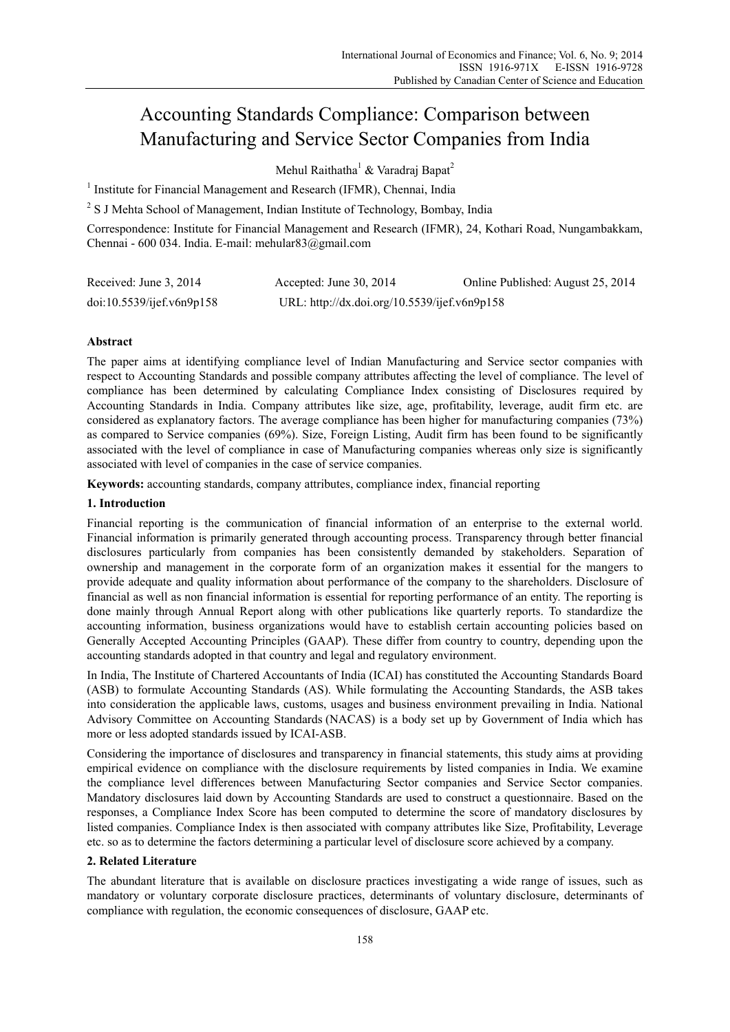# Accounting Standards Compliance: Comparison between Manufacturing and Service Sector Companies from India

Mehul Raithatha[1] & Varadraj Bapat[2]

[1] Institute for Financial Management and Research (IFMR), Chennai, India

[2] S J Mehta School of Management, Indian Institute of Technology, Bombay, India

Correspondence: Institute for Financial Management and Research (IFMR), 24, Kothari Road, Nungambakkam, Chennai - 600 034. India. E-mail: mehular83@gmail.com

Received: June 3, 2014    Accepted: June 30, 2014    Online Published: August 25, 2014

doi:10.5539/ijef.v6n9p158    URL: http://dx.doi.org/10.5539/ijef.v6n9p158

**Abstract**

The paper aims at identifying compliance level of Indian Manufacturing and Service sector companies with respect to Accounting Standards and possible company attributes affecting the level of compliance. The level of compliance has been determined by calculating Compliance Index consisting of Disclosures required by Accounting Standards in India. Company attributes like size, age, profitability, leverage, audit firm etc. are considered as explanatory factors. The average compliance has been higher for manufacturing companies (73%) as compared to Service companies (69%). Size, Foreign Listing, Audit firm has been found to be significantly associated with the level of compliance in case of Manufacturing companies whereas only size is significantly associated with level of companies in the case of service companies.

**Keywords:** accounting standards, company attributes, compliance index, financial reporting

## 1. Introduction

Financial reporting is the communication of financial information of an enterprise to the external world. Financial information is primarily generated through accounting process. Transparency through better financial disclosures particularly from companies has been consistently demanded by stakeholders. Separation of ownership and management in the corporate form of an organization makes it essential for the mangers to provide adequate and quality information about performance of the company to the shareholders. Disclosure of financial as well as non financial information is essential for reporting performance of an entity. The reporting is done mainly through Annual Report along with other publications like quarterly reports. To standardize the accounting information, business organizations would have to establish certain accounting policies based on Generally Accepted Accounting Principles (GAAP). These differ from country to country, depending upon the accounting standards adopted in that country and legal and regulatory environment.

In India, The Institute of Chartered Accountants of India (ICAI) has constituted the Accounting Standards Board (ASB) to formulate Accounting Standards (AS). While formulating the Accounting Standards, the ASB takes into consideration the applicable laws, customs, usages and business environment prevailing in India. National Advisory Committee on Accounting Standards (NACAS) is a body set up by Government of India which has more or less adopted standards issued by ICAI-ASB.

Considering the importance of disclosures and transparency in financial statements, this study aims at providing empirical evidence on compliance with the disclosure requirements by listed companies in India. We examine the compliance level differences between Manufacturing Sector companies and Service Sector companies. Mandatory disclosures laid down by Accounting Standards are used to construct a questionnaire. Based on the responses, a Compliance Index Score has been computed to determine the score of mandatory disclosures by listed companies. Compliance Index is then associated with company attributes like Size, Profitability, Leverage etc. so as to determine the factors determining a particular level of disclosure score achieved by a company.

## 2. Related Literature

The abundant literature that is available on disclosure practices investigating a wide range of issues, such as mandatory or voluntary corporate disclosure practices, determinants of voluntary disclosure, determinants of compliance with regulation, the economic consequences of disclosure, GAAP etc.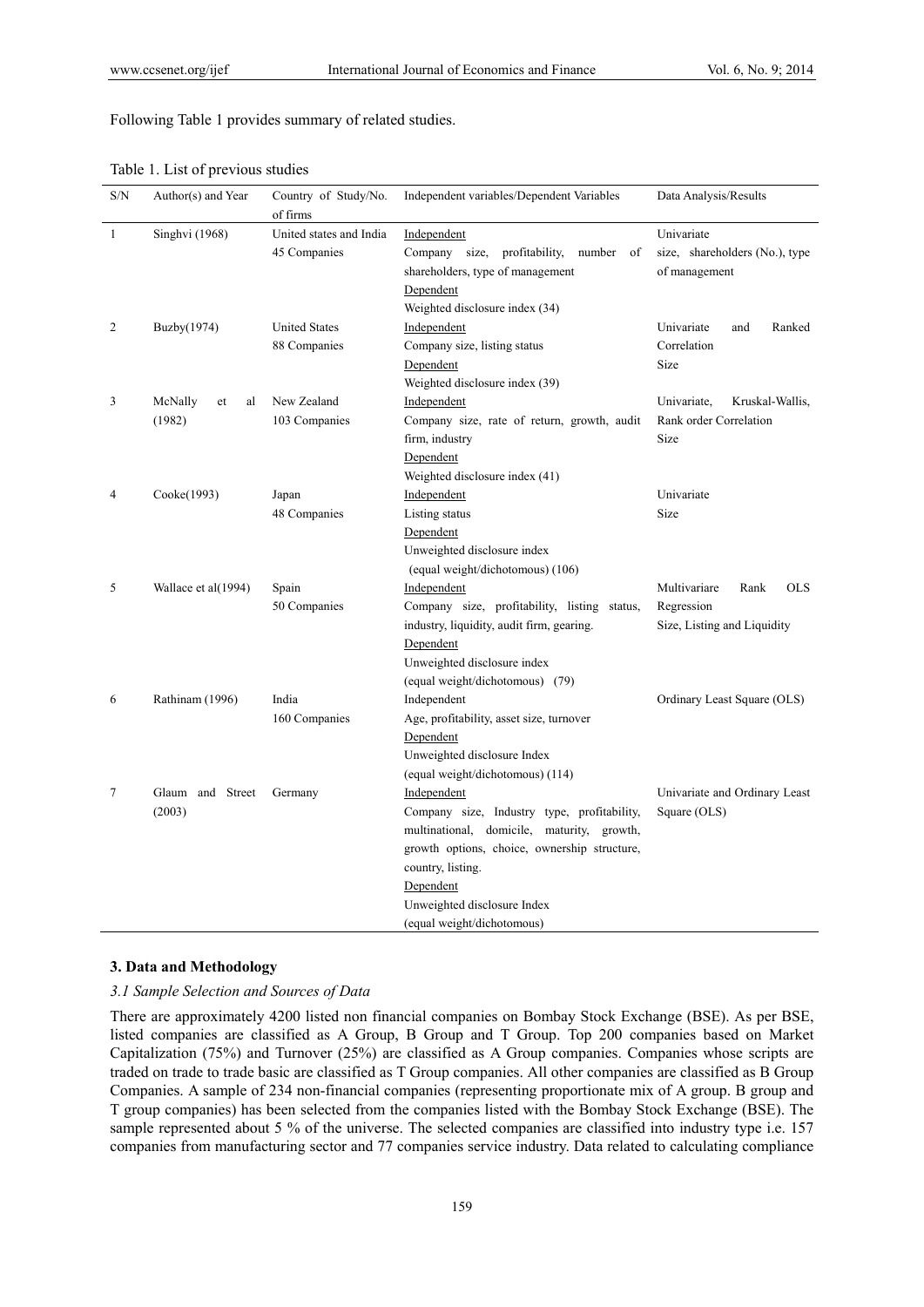Following Table 1 provides summary of related studies.

Table 1. List of previous studies

| S/N | Author(s) and Year | Country of Study/No. of firms | Independent variables/Dependent Variables | Data Analysis/Results |
|---|---|---|---|---|
| 1 | Singhvi (1968) | United states and India 45 Companies | Independent<br>Company size, profitability, number of shareholders, type of management<br>Dependent<br>Weighted disclosure index (34) | Univariate<br>size, shareholders (No.), type of management |
| 2 | Buzby(1974) | United States 88 Companies | Independent<br>Company size, listing status<br>Dependent<br>Weighted disclosure index (39) | Univariate and Ranked Correlation<br>Size |
| 3 | McNally et al (1982) | New Zealand 103 Companies | Independent<br>Company size, rate of return, growth, audit firm, industry<br>Dependent<br>Weighted disclosure index (41) | Univariate, Kruskal-Wallis, Rank order Correlation<br>Size |
| 4 | Cooke(1993) | Japan 48 Companies | Independent<br>Listing status<br>Dependent<br>Unweighted disclosure index (equal weight/dichotomous) (106) | Univariate<br>Size |
| 5 | Wallace et al(1994) | Spain 50 Companies | Independent<br>Company size, profitability, listing status, industry, liquidity, audit firm, gearing.<br>Dependent<br>Unweighted disclosure index (equal weight/dichotomous) (79) | Multivariare Rank OLS Regression<br>Size, Listing and Liquidity |
| 6 | Rathinam (1996) | India 160 Companies | Independent<br>Age, profitability, asset size, turnover<br>Dependent<br>Unweighted disclosure Index (equal weight/dichotomous) (114) | Ordinary Least Square (OLS) |
| 7 | Glaum and Street (2003) | Germany | Independent<br>Company size, Industry type, profitability, multinational, domicile, maturity, growth, growth options, choice, ownership structure, country, listing.<br>Dependent<br>Unweighted disclosure Index (equal weight/dichotomous) | Univariate and Ordinary Least Square (OLS) |

## 3. Data and Methodology

### *3.1 Sample Selection and Sources of Data*

There are approximately 4200 listed non financial companies on Bombay Stock Exchange (BSE). As per BSE, listed companies are classified as A Group, B Group and T Group. Top 200 companies based on Market Capitalization (75%) and Turnover (25%) are classified as A Group companies. Companies whose scripts are traded on trade to trade basic are classified as T Group companies. All other companies are classified as B Group Companies. A sample of 234 non-financial companies (representing proportionate mix of A group. B group and T group companies) has been selected from the companies listed with the Bombay Stock Exchange (BSE). The sample represented about 5 % of the universe. The selected companies are classified into industry type i.e. 157 companies from manufacturing sector and 77 companies service industry. Data related to calculating compliance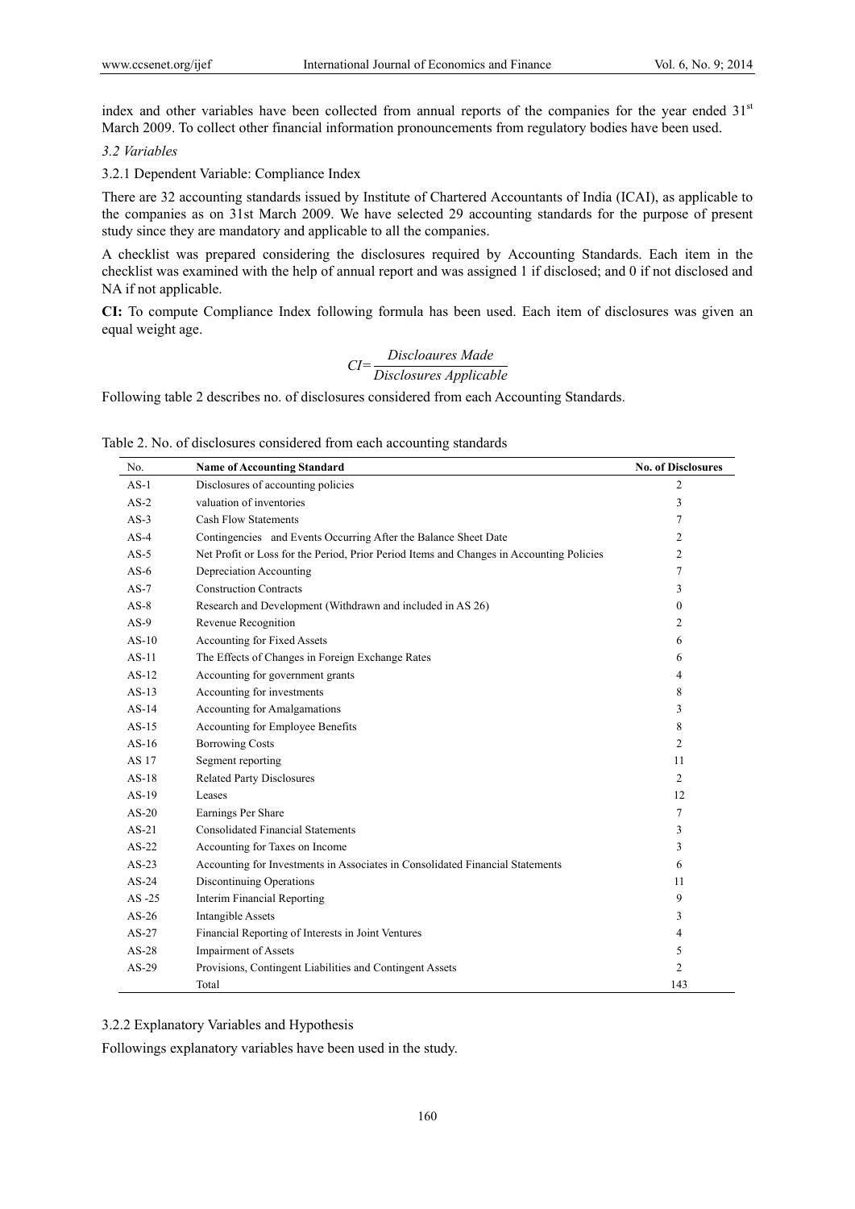index and other variables have been collected from annual reports of the companies for the year ended 31st March 2009. To collect other financial information pronouncements from regulatory bodies have been used.

### *3.2 Variables*

#### 3.2.1 Dependent Variable: Compliance Index

There are 32 accounting standards issued by Institute of Chartered Accountants of India (ICAI), as applicable to the companies as on 31st March 2009. We have selected 29 accounting standards for the purpose of present study since they are mandatory and applicable to all the companies.

A checklist was prepared considering the disclosures required by Accounting Standards. Each item in the checklist was examined with the help of annual report and was assigned 1 if disclosed; and 0 if not disclosed and NA if not applicable.

**CI:** To compute Compliance Index following formula has been used. Each item of disclosures was given an equal weight age.

$$CI = \frac{Discloaures\ Made}{Disclosures\ Applicable}$$

Following table 2 describes no. of disclosures considered from each Accounting Standards.

Table 2. No. of disclosures considered from each accounting standards

| No. | Name of Accounting Standard | No. of Disclosures |
|---|---|---|
| AS-1 | Disclosures of accounting policies | 2 |
| AS-2 | valuation of inventories | 3 |
| AS-3 | Cash Flow Statements | 7 |
| AS-4 | Contingencies and Events Occurring After the Balance Sheet Date | 2 |
| AS-5 | Net Profit or Loss for the Period, Prior Period Items and Changes in Accounting Policies | 2 |
| AS-6 | Depreciation Accounting | 7 |
| AS-7 | Construction Contracts | 3 |
| AS-8 | Research and Development (Withdrawn and included in AS 26) | 0 |
| AS-9 | Revenue Recognition | 2 |
| AS-10 | Accounting for Fixed Assets | 6 |
| AS-11 | The Effects of Changes in Foreign Exchange Rates | 6 |
| AS-12 | Accounting for government grants | 4 |
| AS-13 | Accounting for investments | 8 |
| AS-14 | Accounting for Amalgamations | 3 |
| AS-15 | Accounting for Employee Benefits | 8 |
| AS-16 | Borrowing Costs | 2 |
| AS 17 | Segment reporting | 11 |
| AS-18 | Related Party Disclosures | 2 |
| AS-19 | Leases | 12 |
| AS-20 | Earnings Per Share | 7 |
| AS-21 | Consolidated Financial Statements | 3 |
| AS-22 | Accounting for Taxes on Income | 3 |
| AS-23 | Accounting for Investments in Associates in Consolidated Financial Statements | 6 |
| AS-24 | Discontinuing Operations | 11 |
| AS -25 | Interim Financial Reporting | 9 |
| AS-26 | Intangible Assets | 3 |
| AS-27 | Financial Reporting of Interests in Joint Ventures | 4 |
| AS-28 | Impairment of Assets | 5 |
| AS-29 | Provisions, Contingent Liabilities and Contingent Assets | 2 |
| | Total | 143 |

#### 3.2.2 Explanatory Variables and Hypothesis

Followings explanatory variables have been used in the study.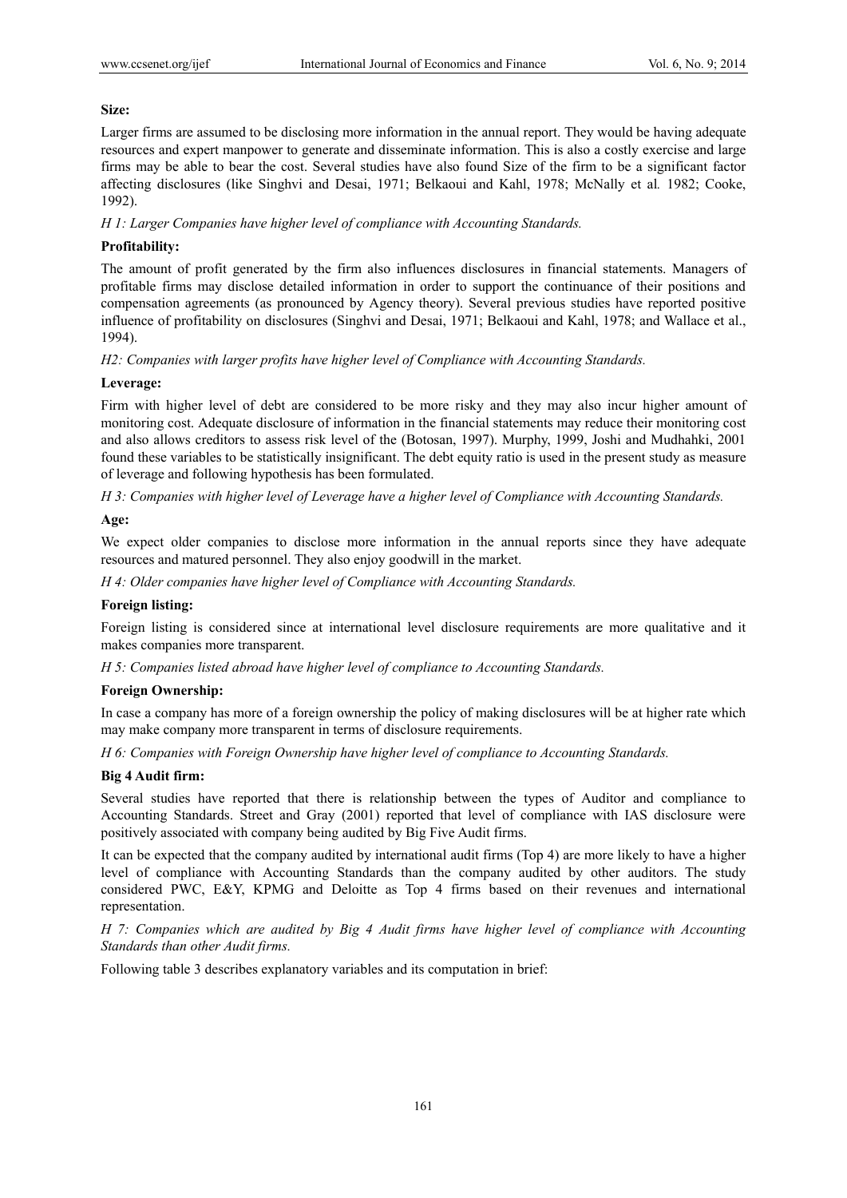**Size:**

Larger firms are assumed to be disclosing more information in the annual report. They would be having adequate resources and expert manpower to generate and disseminate information. This is also a costly exercise and large firms may be able to bear the cost. Several studies have also found Size of the firm to be a significant factor affecting disclosures (like Singhvi and Desai, 1971; Belkaoui and Kahl, 1978; McNally et al. 1982; Cooke, 1992).

*H 1: Larger Companies have higher level of compliance with Accounting Standards.*

**Profitability:**

The amount of profit generated by the firm also influences disclosures in financial statements. Managers of profitable firms may disclose detailed information in order to support the continuance of their positions and compensation agreements (as pronounced by Agency theory). Several previous studies have reported positive influence of profitability on disclosures (Singhvi and Desai, 1971; Belkaoui and Kahl, 1978; and Wallace et al., 1994).

*H2: Companies with larger profits have higher level of Compliance with Accounting Standards.*

**Leverage:**

Firm with higher level of debt are considered to be more risky and they may also incur higher amount of monitoring cost. Adequate disclosure of information in the financial statements may reduce their monitoring cost and also allows creditors to assess risk level of the (Botosan, 1997). Murphy, 1999, Joshi and Mudhahki, 2001 found these variables to be statistically insignificant. The debt equity ratio is used in the present study as measure of leverage and following hypothesis has been formulated.

*H 3: Companies with higher level of Leverage have a higher level of Compliance with Accounting Standards.*

**Age:**

We expect older companies to disclose more information in the annual reports since they have adequate resources and matured personnel. They also enjoy goodwill in the market.

*H 4: Older companies have higher level of Compliance with Accounting Standards.*

**Foreign listing:**

Foreign listing is considered since at international level disclosure requirements are more qualitative and it makes companies more transparent.

*H 5: Companies listed abroad have higher level of compliance to Accounting Standards.*

**Foreign Ownership:**

In case a company has more of a foreign ownership the policy of making disclosures will be at higher rate which may make company more transparent in terms of disclosure requirements.

*H 6: Companies with Foreign Ownership have higher level of compliance to Accounting Standards.*

**Big 4 Audit firm:**

Several studies have reported that there is relationship between the types of Auditor and compliance to Accounting Standards. Street and Gray (2001) reported that level of compliance with IAS disclosure were positively associated with company being audited by Big Five Audit firms.

It can be expected that the company audited by international audit firms (Top 4) are more likely to have a higher level of compliance with Accounting Standards than the company audited by other auditors. The study considered PWC, E&Y, KPMG and Deloitte as Top 4 firms based on their revenues and international representation.

*H 7: Companies which are audited by Big 4 Audit firms have higher level of compliance with Accounting Standards than other Audit firms.*

Following table 3 describes explanatory variables and its computation in brief: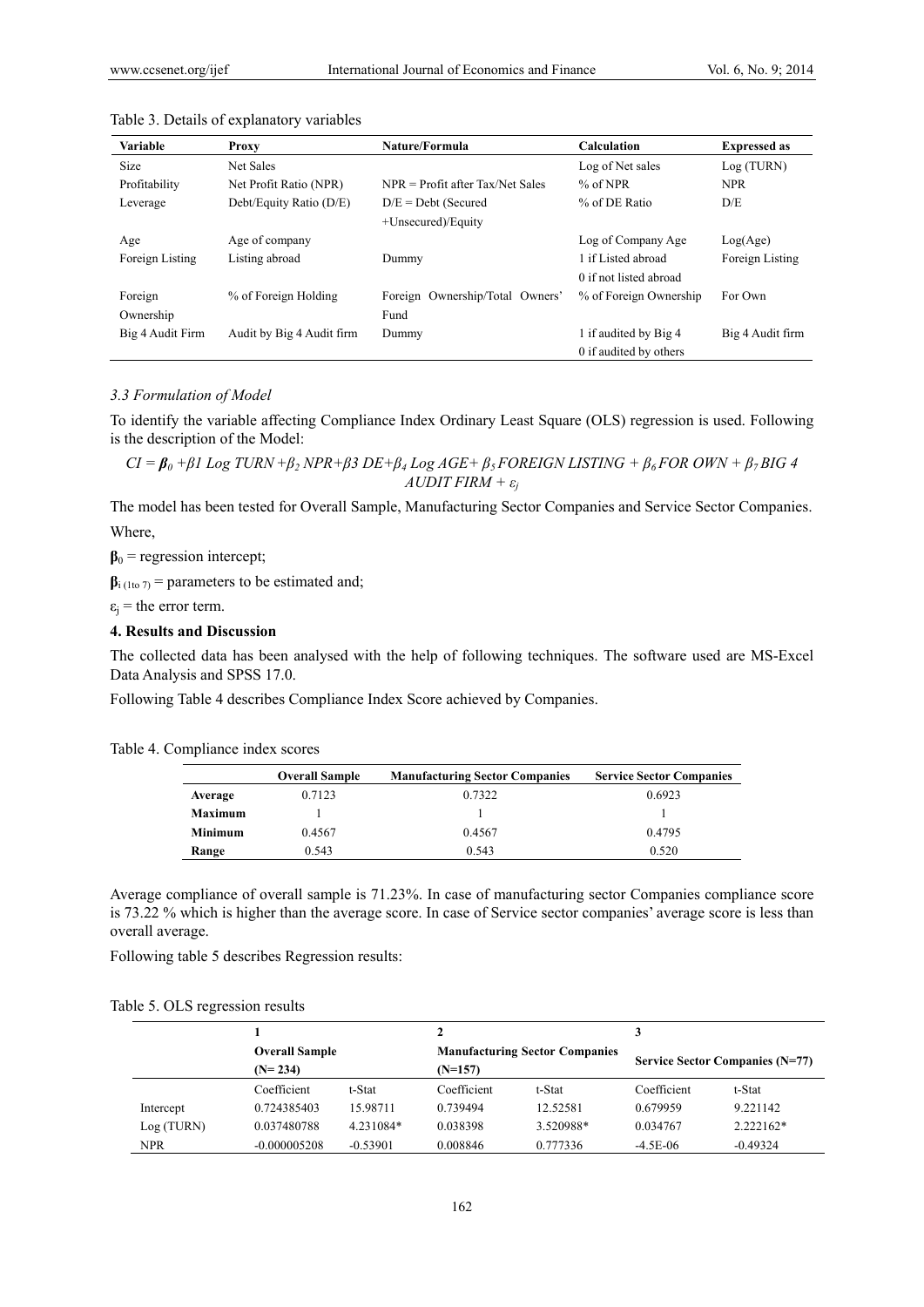Table 3. Details of explanatory variables

| Variable | Proxy | Nature/Formula | Calculation | Expressed as |
|---|---|---|---|---|
| Size | Net Sales | | Log of Net sales | Log (TURN) |
| Profitability | Net Profit Ratio (NPR) | NPR = Profit after Tax/Net Sales | % of NPR | NPR |
| Leverage | Debt/Equity Ratio (D/E) | D/E = Debt (Secured +Unsecured)/Equity | % of DE Ratio | D/E |
| Age | Age of company | | Log of Company Age | Log(Age) |
| Foreign Listing | Listing abroad | Dummy | 1 if Listed abroad<br>0 if not listed abroad | Foreign Listing |
| Foreign Ownership | % of Foreign Holding | Foreign Ownership/Total Owners' Fund | % of Foreign Ownership | For Own |
| Big 4 Audit Firm | Audit by Big 4 Audit firm | Dummy | 1 if audited by Big 4<br>0 if audited by others | Big 4 Audit firm |

### *3.3 Formulation of Model*

To identify the variable affecting Compliance Index Ordinary Least Square (OLS) regression is used. Following is the description of the Model:

$$CI = \beta_0 + \beta 1 \text{ Log TURN} + \beta_2 \text{ NPR} + \beta 3 \text{ DE} + \beta_4 \text{ Log AGE} + \beta_5 \text{ FOREIGN LISTING} + \beta_6 \text{ FOR OWN} + \beta_7 \text{ BIG 4 AUDIT FIRM} + \varepsilon_j$$

The model has been tested for Overall Sample, Manufacturing Sector Companies and Service Sector Companies.

Where,

$\beta_0$ = regression intercept;

$\beta_{i\ (1 \text{ to } 7)}$ = parameters to be estimated and;

$\varepsilon_j$ = the error term.

## 4. Results and Discussion

The collected data has been analysed with the help of following techniques. The software used are MS-Excel Data Analysis and SPSS 17.0.

Following Table 4 describes Compliance Index Score achieved by Companies.

Table 4. Compliance index scores

| | Overall Sample | Manufacturing Sector Companies | Service Sector Companies |
|---|---|---|---|
| **Average** | 0.7123 | 0.7322 | 0.6923 |
| **Maximum** | 1 | 1 | 1 |
| **Minimum** | 0.4567 | 0.4567 | 0.4795 |
| **Range** | 0.543 | 0.543 | 0.520 |

Average compliance of overall sample is 71.23%. In case of manufacturing sector Companies compliance score is 73.22 % which is higher than the average score. In case of Service sector companies' average score is less than overall average.

Following table 5 describes Regression results:

Table 5. OLS regression results

| | 1 | | 2 | | 3 | |
|---|---|---|---|---|---|---|
| | **Overall Sample (N= 234)** | | **Manufacturing Sector Companies (N=157)** | | **Service Sector Companies (N=77)** | |
| | Coefficient | t-Stat | Coefficient | t-Stat | Coefficient | t-Stat |
| Intercept | 0.724385403 | 15.98711 | 0.739494 | 12.52581 | 0.679959 | 9.221142 |
| Log (TURN) | 0.037480788 | 4.231084* | 0.038398 | 3.520988* | 0.034767 | 2.222162* |
| NPR | -0.000005208 | -0.53901 | 0.008846 | 0.777336 | -4.5E-06 | -0.49324 |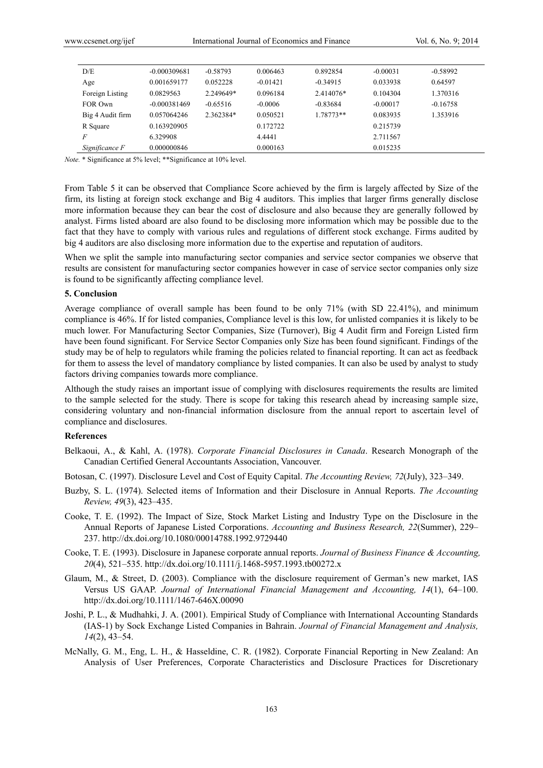| | | | | | | |
|---|---|---|---|---|---|---|
| D/E | -0.000309681 | -0.58793 | 0.006463 | 0.892854 | -0.00031 | -0.58992 |
| Age | 0.001659177 | 0.052228 | -0.01421 | -0.34915 | 0.033938 | 0.64597 |
| Foreign Listing | 0.0829563 | 2.249649* | 0.096184 | 2.414076* | 0.104304 | 1.370316 |
| FOR Own | -0.000381469 | -0.65516 | -0.0006 | -0.83684 | -0.00017 | -0.16758 |
| Big 4 Audit firm | 0.057064246 | 2.362384* | 0.050521 | 1.78773** | 0.083935 | 1.353916 |
| R Square | 0.163920905 | | 0.172722 | | 0.215739 | |
| *F* | 6.329908 | | 4.4441 | | 2.711567 | |
| *Significance F* | 0.000000846 | | 0.000163 | | 0.015235 | |

*Note.* * Significance at 5% level; **Significance at 10% level.

From Table 5 it can be observed that Compliance Score achieved by the firm is largely affected by Size of the firm, its listing at foreign stock exchange and Big 4 auditors. This implies that larger firms generally disclose more information because they can bear the cost of disclosure and also because they are generally followed by analyst. Firms listed aboard are also found to be disclosing more information which may be possible due to the fact that they have to comply with various rules and regulations of different stock exchange. Firms audited by big 4 auditors are also disclosing more information due to the expertise and reputation of auditors.

When we split the sample into manufacturing sector companies and service sector companies we observe that results are consistent for manufacturing sector companies however in case of service sector companies only size is found to be significantly affecting compliance level.

### 5. Conclusion

Average compliance of overall sample has been found to be only 71% (with SD 22.41%), and minimum compliance is 46%. If for listed companies, Compliance level is this low, for unlisted companies it is likely to be much lower. For Manufacturing Sector Companies, Size (Turnover), Big 4 Audit firm and Foreign Listed firm have been found significant. For Service Sector Companies only Size has been found significant. Findings of the study may be of help to regulators while framing the policies related to financial reporting. It can act as feedback for them to assess the level of mandatory compliance by listed companies. It can also be used by analyst to study factors driving companies towards more compliance.

Although the study raises an important issue of complying with disclosures requirements the results are limited to the sample selected for the study. There is scope for taking this research ahead by increasing sample size, considering voluntary and non-financial information disclosure from the annual report to ascertain level of compliance and disclosures.

### References

Belkaoui, A., & Kahl, A. (1978). *Corporate Financial Disclosures in Canada*. Research Monograph of the Canadian Certified General Accountants Association, Vancouver.

Botosan, C. (1997). Disclosure Level and Cost of Equity Capital. *The Accounting Review, 72*(July), 323–349.

Buzby, S. L. (1974). Selected items of Information and their Disclosure in Annual Reports. *The Accounting Review, 49*(3), 423–435.

Cooke, T. E. (1992). The Impact of Size, Stock Market Listing and Industry Type on the Disclosure in the Annual Reports of Japanese Listed Corporations. *Accounting and Business Research, 22*(Summer), 229–237. http://dx.doi.org/10.1080/00014788.1992.9729440

Cooke, T. E. (1993). Disclosure in Japanese corporate annual reports. *Journal of Business Finance & Accounting, 20*(4), 521–535. http://dx.doi.org/10.1111/j.1468-5957.1993.tb00272.x

Glaum, M., & Street, D. (2003). Compliance with the disclosure requirement of German's new market, IAS Versus US GAAP. *Journal of International Financial Management and Accounting, 14*(1), 64–100. http://dx.doi.org/10.1111/1467-646X.00090

Joshi, P. L., & Mudhahki, J. A. (2001). Empirical Study of Compliance with International Accounting Standards (IAS-1) by Sock Exchange Listed Companies in Bahrain. *Journal of Financial Management and Analysis, 14*(2), 43–54.

McNally, G. M., Eng, L. H., & Hasseldine, C. R. (1982). Corporate Financial Reporting in New Zealand: An Analysis of User Preferences, Corporate Characteristics and Disclosure Practices for Discretionary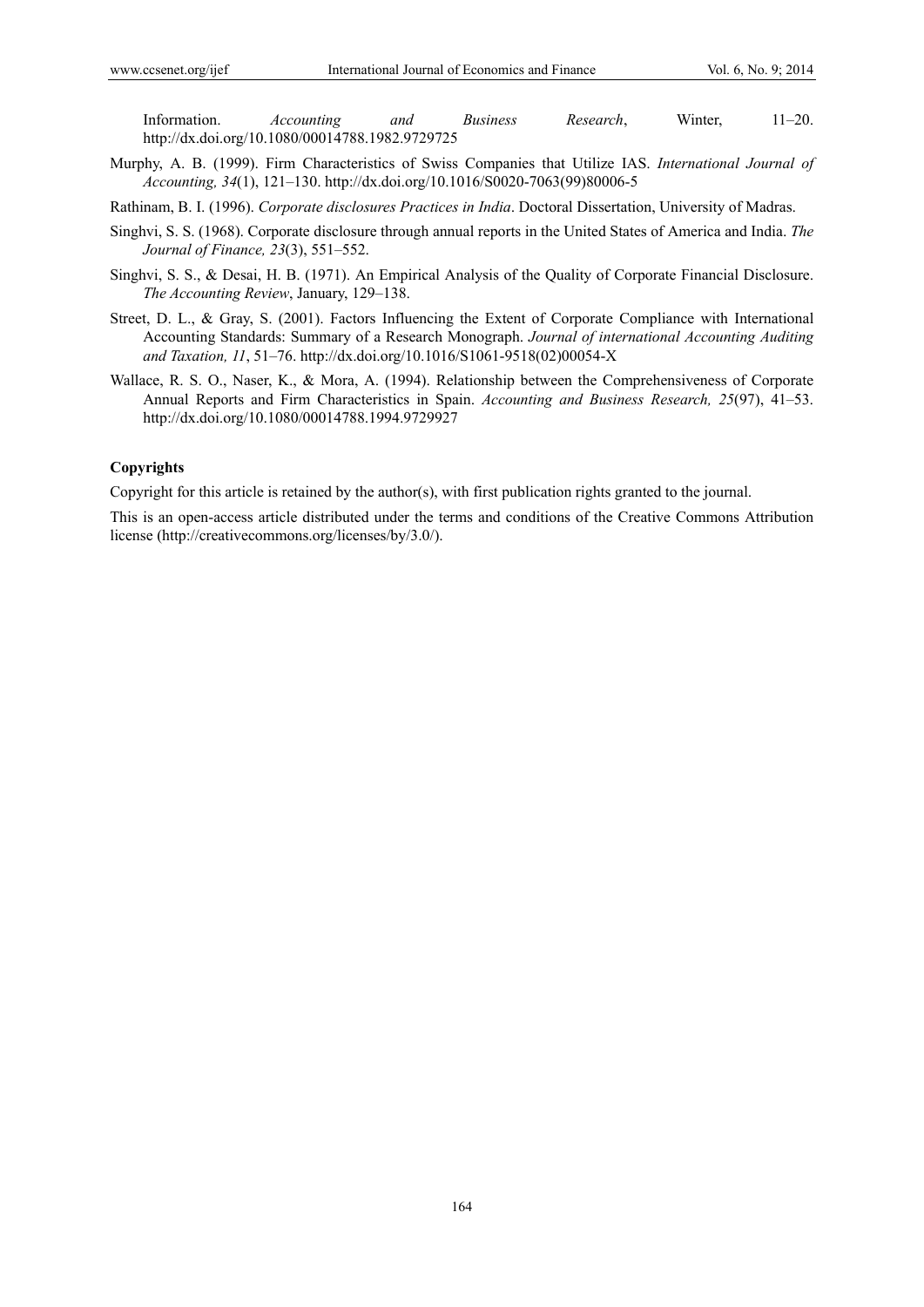Information. *Accounting and Business Research*, Winter, 11–20. http://dx.doi.org/10.1080/00014788.1982.9729725

Murphy, A. B. (1999). Firm Characteristics of Swiss Companies that Utilize IAS. *International Journal of Accounting, 34*(1), 121–130. http://dx.doi.org/10.1016/S0020-7063(99)80006-5

Rathinam, B. I. (1996). *Corporate disclosures Practices in India*. Doctoral Dissertation, University of Madras.

Singhvi, S. S. (1968). Corporate disclosure through annual reports in the United States of America and India. *The Journal of Finance, 23*(3), 551–552.

Singhvi, S. S., & Desai, H. B. (1971). An Empirical Analysis of the Quality of Corporate Financial Disclosure. *The Accounting Review*, January, 129–138.

Street, D. L., & Gray, S. (2001). Factors Influencing the Extent of Corporate Compliance with International Accounting Standards: Summary of a Research Monograph. *Journal of international Accounting Auditing and Taxation, 11*, 51–76. http://dx.doi.org/10.1016/S1061-9518(02)00054-X

Wallace, R. S. O., Naser, K., & Mora, A. (1994). Relationship between the Comprehensiveness of Corporate Annual Reports and Firm Characteristics in Spain. *Accounting and Business Research, 25*(97), 41–53. http://dx.doi.org/10.1080/00014788.1994.9729927

**Copyrights**

Copyright for this article is retained by the author(s), with first publication rights granted to the journal.

This is an open-access article distributed under the terms and conditions of the Creative Commons Attribution license (http://creativecommons.org/licenses/by/3.0/).